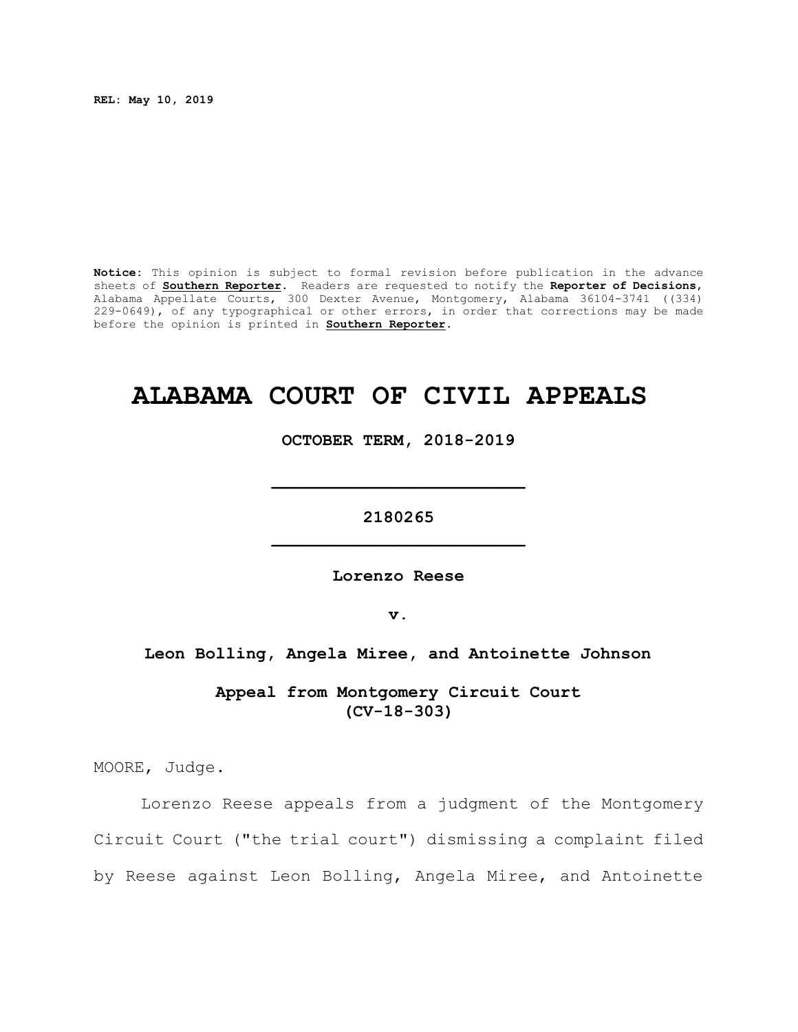**REL: May 10, 2019**

**Notice**: This opinion is subject to formal revision before publication in the advance sheets of **Southern Reporter**. Readers are requested to notify the **Reporter of Decisions**, Alabama Appellate Courts, 300 Dexter Avenue, Montgomery, Alabama 36104-3741 ((334) 229-0649), of any typographical or other errors, in order that corrections may be made before the opinion is printed in **Southern Reporter**.

# ALABAMA COURT OF CIVIL APPEALS

**OCTOBER TERM, 2018-2019**

---

**2180265**

---

**Lorenzo Reese**

**v.**

**Leon Bolling, Angela Miree, and Antoinette Johnson**

**Appeal from Montgomery Circuit Court (CV-18-303)**

MOORE, Judge.

Lorenzo Reese appeals from a judgment of the Montgomery Circuit Court ("the trial court") dismissing a complaint filed by Reese against Leon Bolling, Angela Miree, and Antoinette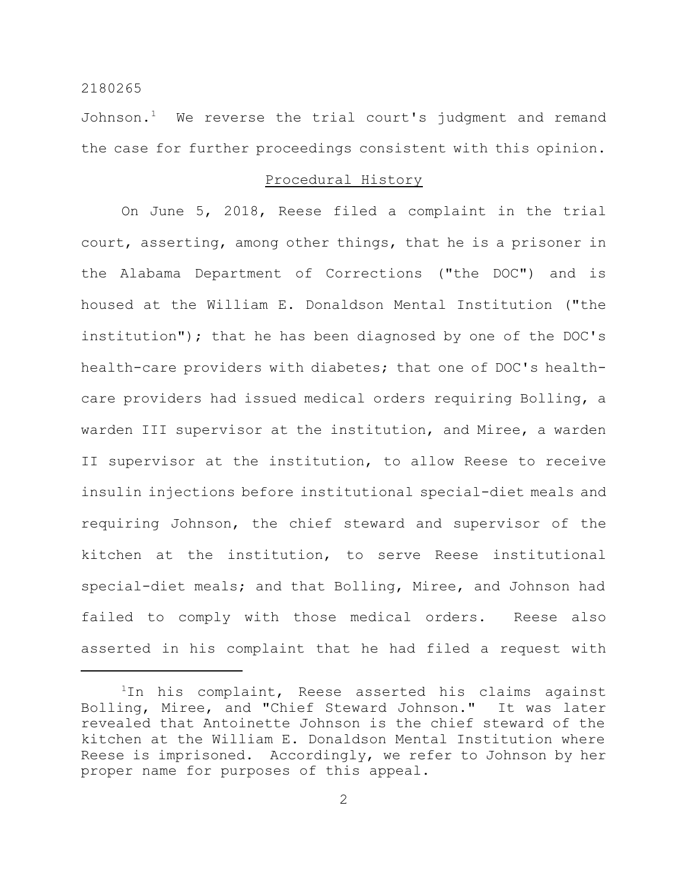Johnson.[1] We reverse the trial court's judgment and remand the case for further proceedings consistent with this opinion.

## Procedural History

On June 5, 2018, Reese filed a complaint in the trial court, asserting, among other things, that he is a prisoner in the Alabama Department of Corrections ("the DOC") and is housed at the William E. Donaldson Mental Institution ("the institution"); that he has been diagnosed by one of the DOC's health-care providers with diabetes; that one of DOC's health-care providers had issued medical orders requiring Bolling, a warden III supervisor at the institution, and Miree, a warden II supervisor at the institution, to allow Reese to receive insulin injections before institutional special-diet meals and requiring Johnson, the chief steward and supervisor of the kitchen at the institution, to serve Reese institutional special-diet meals; and that Bolling, Miree, and Johnson had failed to comply with those medical orders. Reese also asserted in his complaint that he had filed a request with

---

[1] In his complaint, Reese asserted his claims against Bolling, Miree, and "Chief Steward Johnson." It was later revealed that Antoinette Johnson is the chief steward of the kitchen at the William E. Donaldson Mental Institution where Reese is imprisoned. Accordingly, we refer to Johnson by her proper name for purposes of this appeal.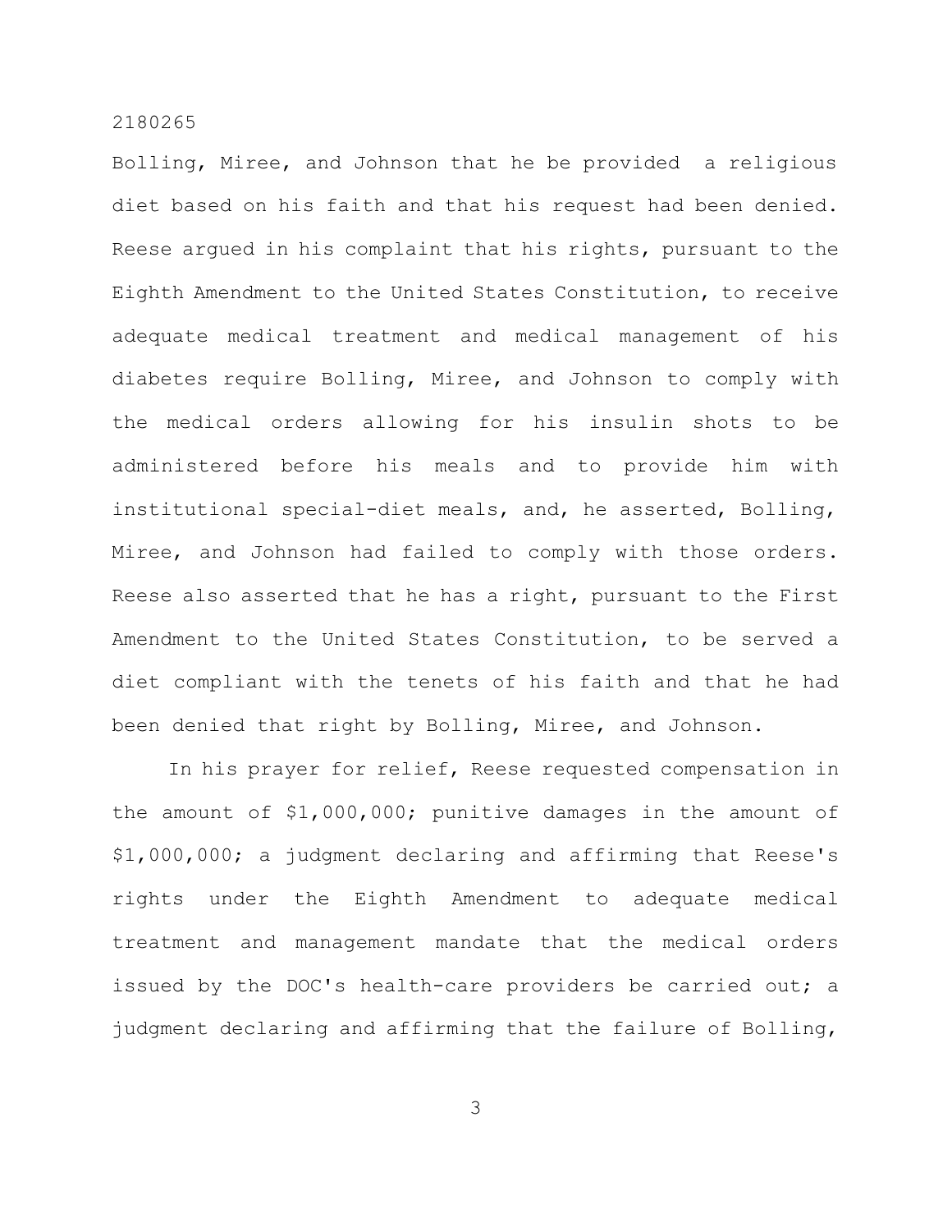Bolling, Miree, and Johnson that he be provided a religious diet based on his faith and that his request had been denied. Reese argued in his complaint that his rights, pursuant to the Eighth Amendment to the United States Constitution, to receive adequate medical treatment and medical management of his diabetes require Bolling, Miree, and Johnson to comply with the medical orders allowing for his insulin shots to be administered before his meals and to provide him with institutional special-diet meals, and, he asserted, Bolling, Miree, and Johnson had failed to comply with those orders. Reese also asserted that he has a right, pursuant to the First Amendment to the United States Constitution, to be served a diet compliant with the tenets of his faith and that he had been denied that right by Bolling, Miree, and Johnson.

In his prayer for relief, Reese requested compensation in the amount of $1,000,000; punitive damages in the amount of $1,000,000; a judgment declaring and affirming that Reese's rights under the Eighth Amendment to adequate medical treatment and management mandate that the medical orders issued by the DOC's health-care providers be carried out; a judgment declaring and affirming that the failure of Bolling,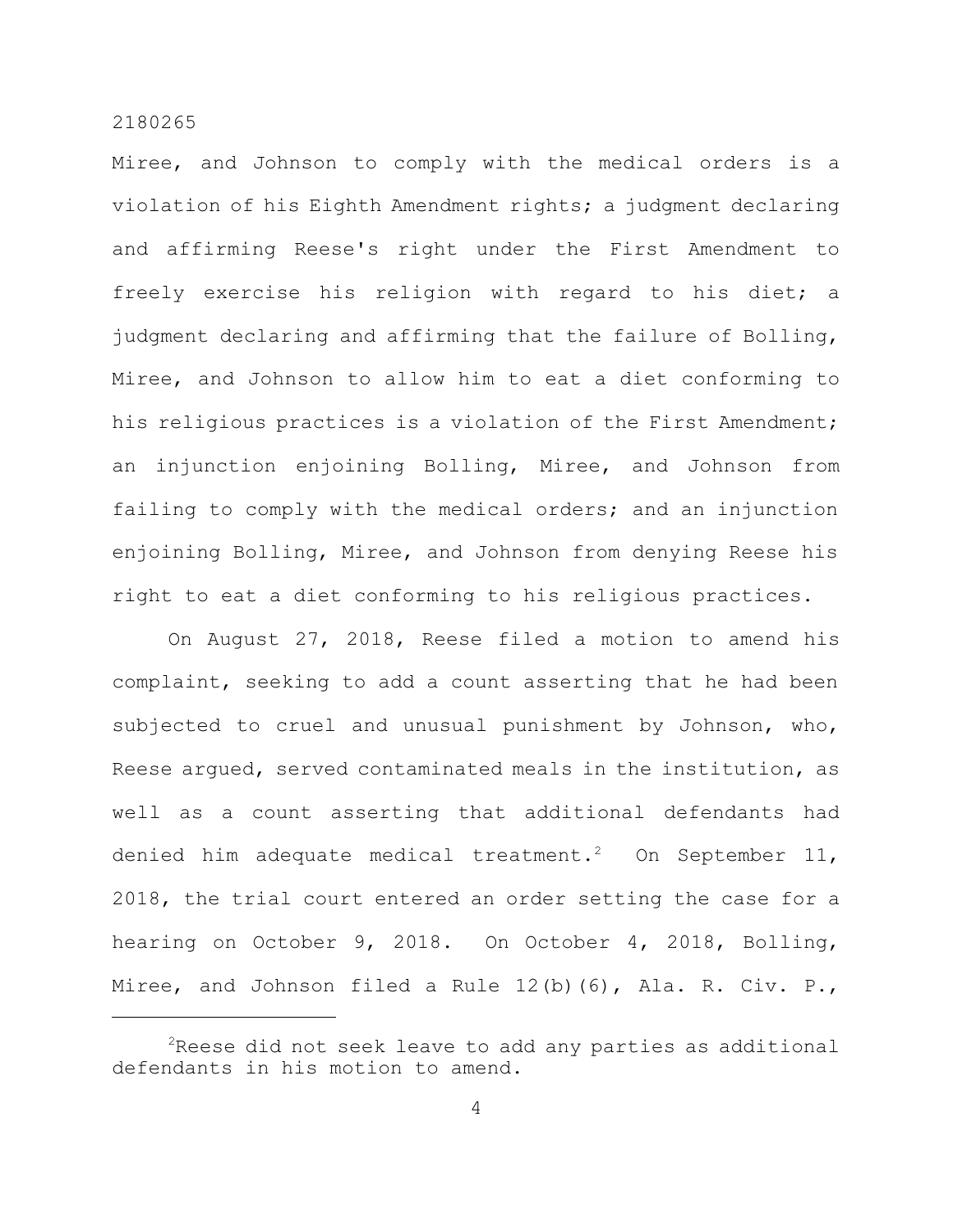Miree, and Johnson to comply with the medical orders is a violation of his Eighth Amendment rights; a judgment declaring and affirming Reese's right under the First Amendment to freely exercise his religion with regard to his diet; a judgment declaring and affirming that the failure of Bolling, Miree, and Johnson to allow him to eat a diet conforming to his religious practices is a violation of the First Amendment; an injunction enjoining Bolling, Miree, and Johnson from failing to comply with the medical orders; and an injunction enjoining Bolling, Miree, and Johnson from denying Reese his right to eat a diet conforming to his religious practices.

On August 27, 2018, Reese filed a motion to amend his complaint, seeking to add a count asserting that he had been subjected to cruel and unusual punishment by Johnson, who, Reese argued, served contaminated meals in the institution, as well as a count asserting that additional defendants had denied him adequate medical treatment.[2] On September 11, 2018, the trial court entered an order setting the case for a hearing on October 9, 2018. On October 4, 2018, Bolling, Miree, and Johnson filed a Rule 12(b)(6), Ala. R. Civ. P.,

---

[2]Reese did not seek leave to add any parties as additional defendants in his motion to amend.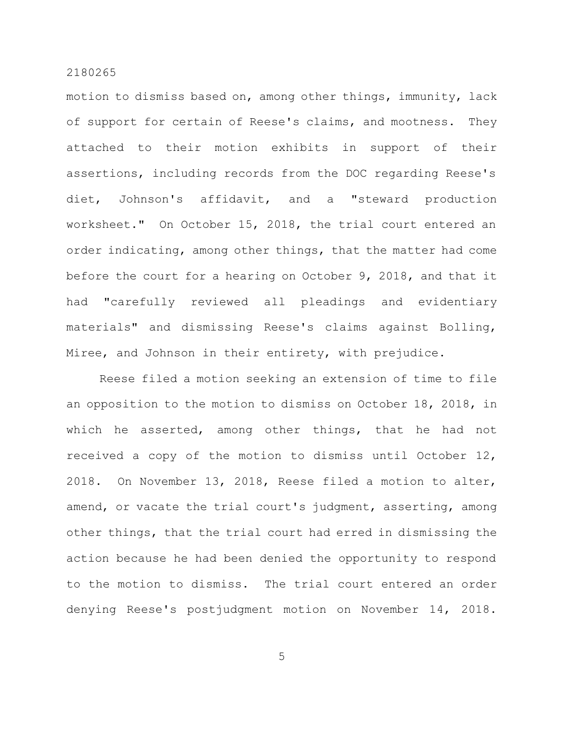motion to dismiss based on, among other things, immunity, lack of support for certain of Reese's claims, and mootness. They attached to their motion exhibits in support of their assertions, including records from the DOC regarding Reese's diet, Johnson's affidavit, and a "steward production worksheet." On October 15, 2018, the trial court entered an order indicating, among other things, that the matter had come before the court for a hearing on October 9, 2018, and that it had "carefully reviewed all pleadings and evidentiary materials" and dismissing Reese's claims against Bolling, Miree, and Johnson in their entirety, with prejudice.

Reese filed a motion seeking an extension of time to file an opposition to the motion to dismiss on October 18, 2018, in which he asserted, among other things, that he had not received a copy of the motion to dismiss until October 12, 2018. On November 13, 2018, Reese filed a motion to alter, amend, or vacate the trial court's judgment, asserting, among other things, that the trial court had erred in dismissing the action because he had been denied the opportunity to respond to the motion to dismiss. The trial court entered an order denying Reese's postjudgment motion on November 14, 2018.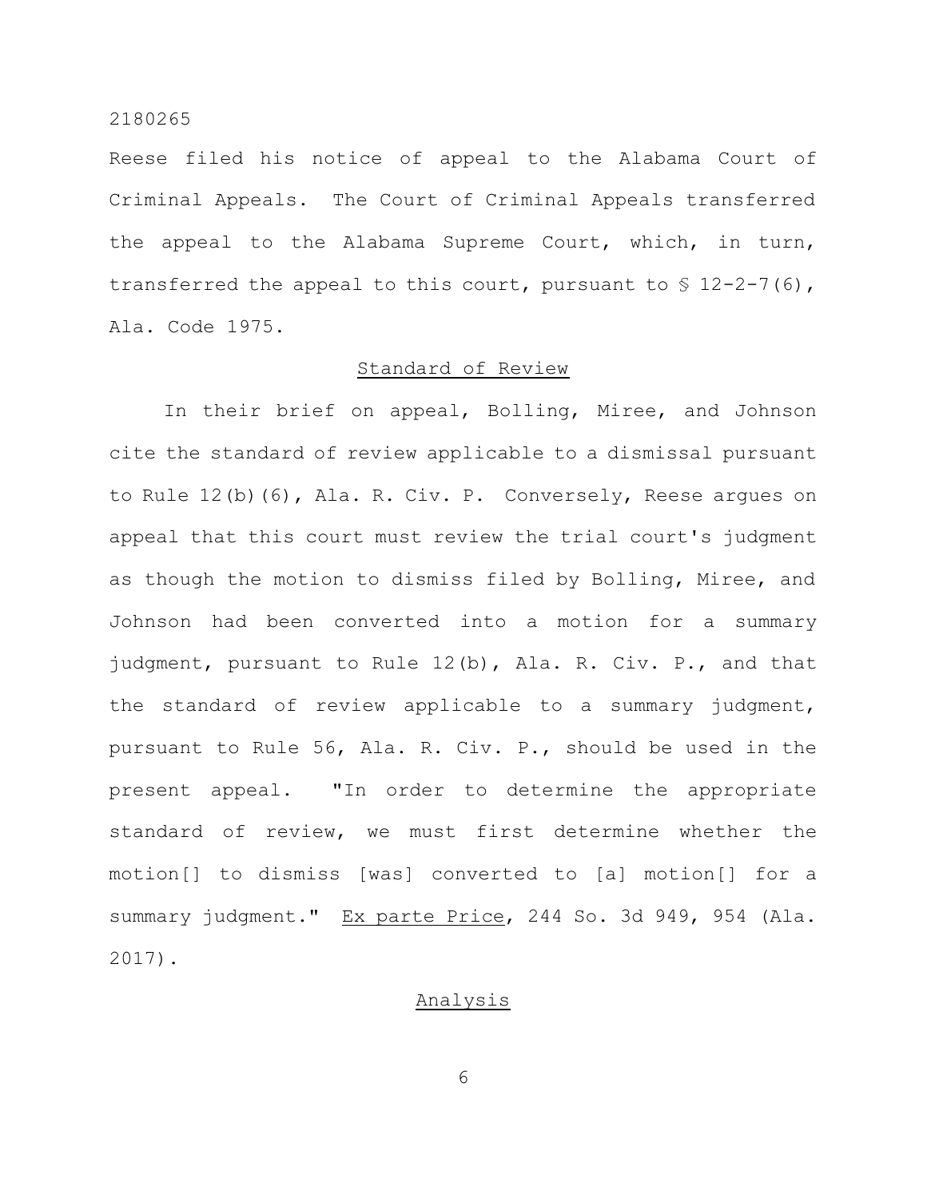Reese filed his notice of appeal to the Alabama Court of Criminal Appeals. The Court of Criminal Appeals transferred the appeal to the Alabama Supreme Court, which, in turn, transferred the appeal to this court, pursuant to § 12-2-7(6), Ala. Code 1975.

## Standard of Review

In their brief on appeal, Bolling, Miree, and Johnson cite the standard of review applicable to a dismissal pursuant to Rule 12(b)(6), Ala. R. Civ. P. Conversely, Reese argues on appeal that this court must review the trial court's judgment as though the motion to dismiss filed by Bolling, Miree, and Johnson had been converted into a motion for a summary judgment, pursuant to Rule 12(b), Ala. R. Civ. P., and that the standard of review applicable to a summary judgment, pursuant to Rule 56, Ala. R. Civ. P., should be used in the present appeal. "In order to determine the appropriate standard of review, we must first determine whether the motion[] to dismiss [was] converted to [a] motion[] for a summary judgment." Ex parte Price, 244 So. 3d 949, 954 (Ala. 2017).

## Analysis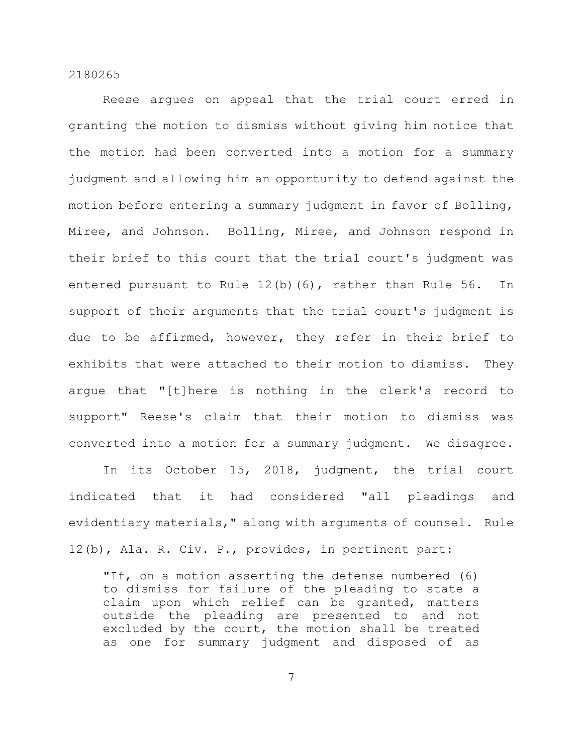Reese argues on appeal that the trial court erred in granting the motion to dismiss without giving him notice that the motion had been converted into a motion for a summary judgment and allowing him an opportunity to defend against the motion before entering a summary judgment in favor of Bolling, Miree, and Johnson. Bolling, Miree, and Johnson respond in their brief to this court that the trial court's judgment was entered pursuant to Rule 12(b)(6), rather than Rule 56. In support of their arguments that the trial court's judgment is due to be affirmed, however, they refer in their brief to exhibits that were attached to their motion to dismiss. They argue that "[t]here is nothing in the clerk's record to support" Reese's claim that their motion to dismiss was converted into a motion for a summary judgment. We disagree.

In its October 15, 2018, judgment, the trial court indicated that it had considered "all pleadings and evidentiary materials," along with arguments of counsel. Rule 12(b), Ala. R. Civ. P., provides, in pertinent part:

> "If, on a motion asserting the defense numbered (6) to dismiss for failure of the pleading to state a claim upon which relief can be granted, matters outside the pleading are presented to and not excluded by the court, the motion shall be treated as one for summary judgment and disposed of as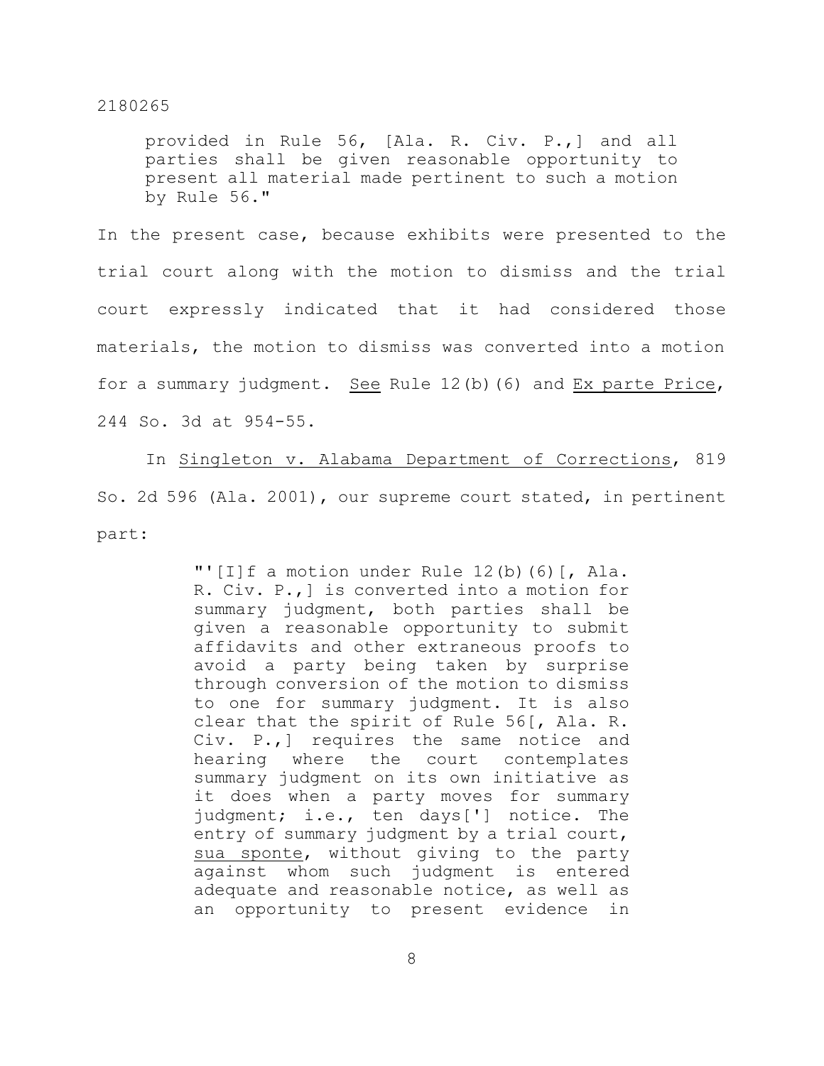> provided in Rule 56, [Ala. R. Civ. P.,] and all parties shall be given reasonable opportunity to present all material made pertinent to such a motion by Rule 56."

In the present case, because exhibits were presented to the trial court along with the motion to dismiss and the trial court expressly indicated that it had considered those materials, the motion to dismiss was converted into a motion for a summary judgment. See Rule 12(b)(6) and Ex parte Price, 244 So. 3d at 954-55.

In Singleton v. Alabama Department of Corrections, 819 So. 2d 596 (Ala. 2001), our supreme court stated, in pertinent part:

> "'[I]f a motion under Rule 12(b)(6)[, Ala. R. Civ. P.,] is converted into a motion for summary judgment, both parties shall be given a reasonable opportunity to submit affidavits and other extraneous proofs to avoid a party being taken by surprise through conversion of the motion to dismiss to one for summary judgment. It is also clear that the spirit of Rule 56[, Ala. R. Civ. P.,] requires the same notice and hearing where the court contemplates summary judgment on its own initiative as it does when a party moves for summary judgment; i.e., ten days['] notice. The entry of summary judgment by a trial court, *sua sponte*, without giving to the party against whom such judgment is entered adequate and reasonable notice, as well as an opportunity to present evidence in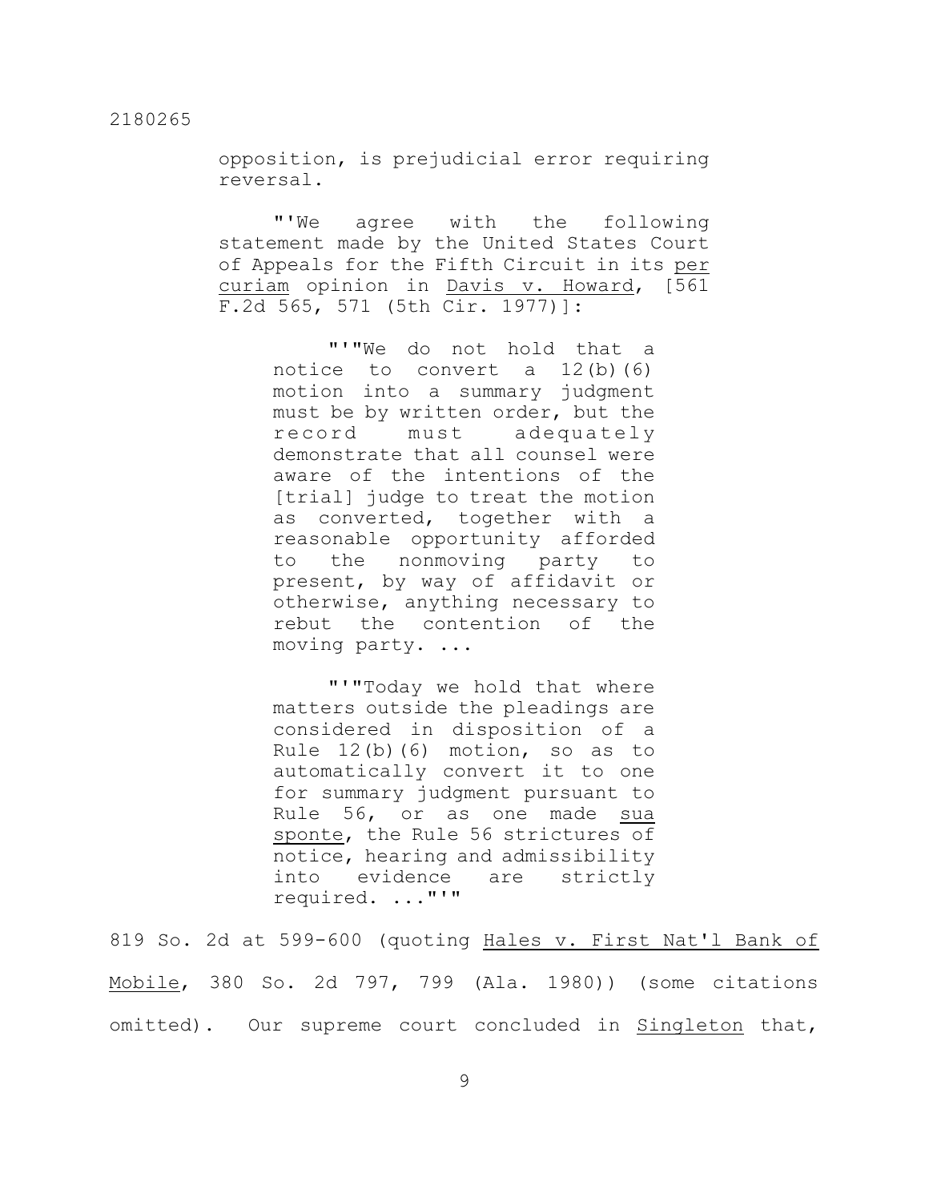opposition, is prejudicial error requiring reversal.

"'We agree with the following statement made by the United States Court of Appeals for the Fifth Circuit in its _per curiam_ opinion in _Davis v. Howard_, [561 F.2d 565, 571 (5th Cir. 1977)]:

> "'"We do not hold that a notice to convert a 12(b)(6) motion into a summary judgment must be by written order, but the record must adequately demonstrate that all counsel were aware of the intentions of the [trial] judge to treat the motion as converted, together with a reasonable opportunity afforded to the nonmoving party to present, by way of affidavit or otherwise, anything necessary to rebut the contention of the moving party. ...
>
> "'"Today we hold that where matters outside the pleadings are considered in disposition of a Rule 12(b)(6) motion, so as to automatically convert it to one for summary judgment pursuant to Rule 56, or as one made _sua sponte_, the Rule 56 strictures of notice, hearing and admissibility into evidence are strictly required. ..."'"

819 So. 2d at 599-600 (quoting _Hales v. First Nat'l Bank of Mobile_, 380 So. 2d 797, 799 (Ala. 1980)) (some citations omitted). Our supreme court concluded in _Singleton_ that,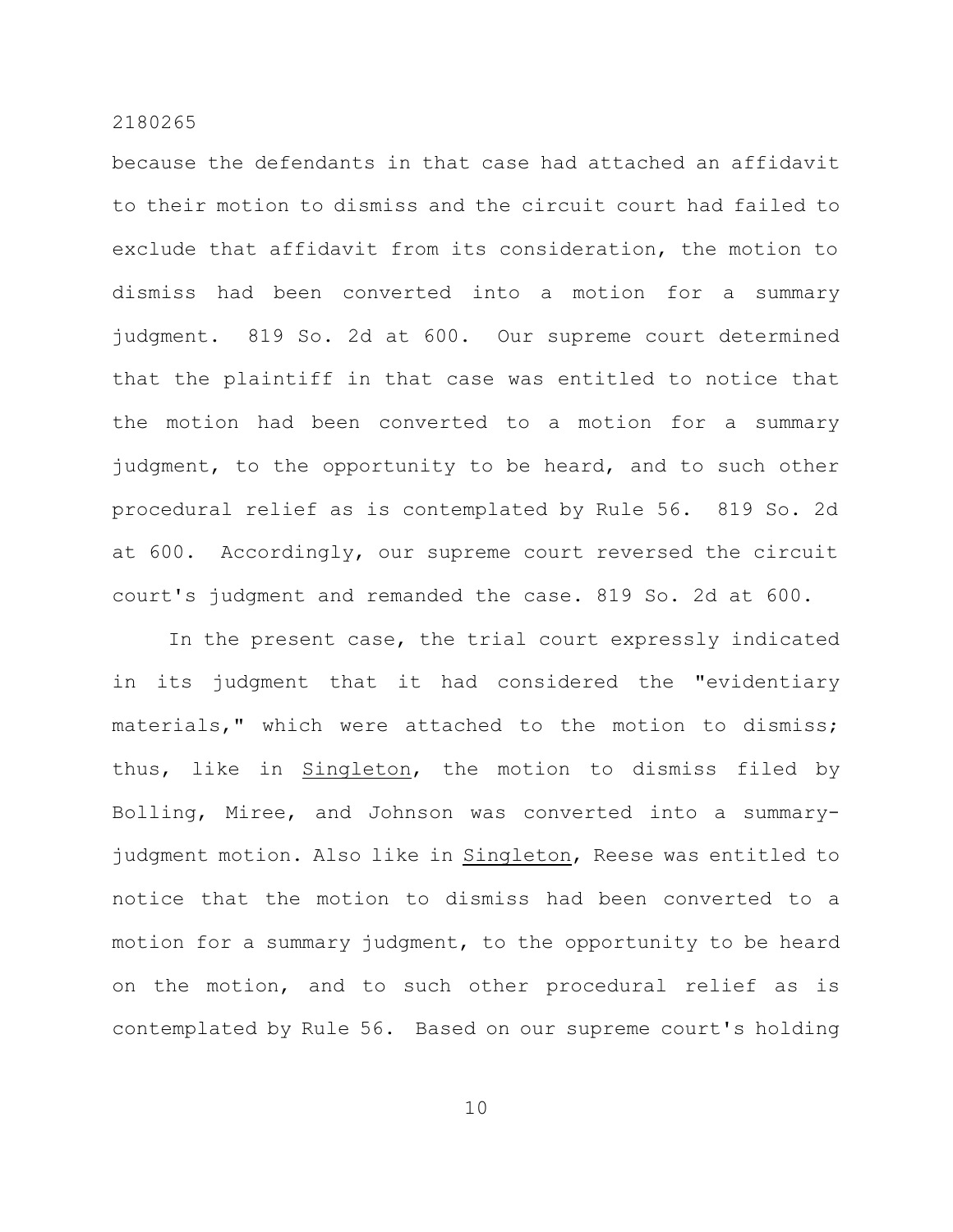because the defendants in that case had attached an affidavit to their motion to dismiss and the circuit court had failed to exclude that affidavit from its consideration, the motion to dismiss had been converted into a motion for a summary judgment. 819 So. 2d at 600. Our supreme court determined that the plaintiff in that case was entitled to notice that the motion had been converted to a motion for a summary judgment, to the opportunity to be heard, and to such other procedural relief as is contemplated by Rule 56. 819 So. 2d at 600. Accordingly, our supreme court reversed the circuit court's judgment and remanded the case. 819 So. 2d at 600.

In the present case, the trial court expressly indicated in its judgment that it had considered the "evidentiary materials," which were attached to the motion to dismiss; thus, like in Singleton, the motion to dismiss filed by Bolling, Miree, and Johnson was converted into a summary-judgment motion. Also like in Singleton, Reese was entitled to notice that the motion to dismiss had been converted to a motion for a summary judgment, to the opportunity to be heard on the motion, and to such other procedural relief as is contemplated by Rule 56. Based on our supreme court's holding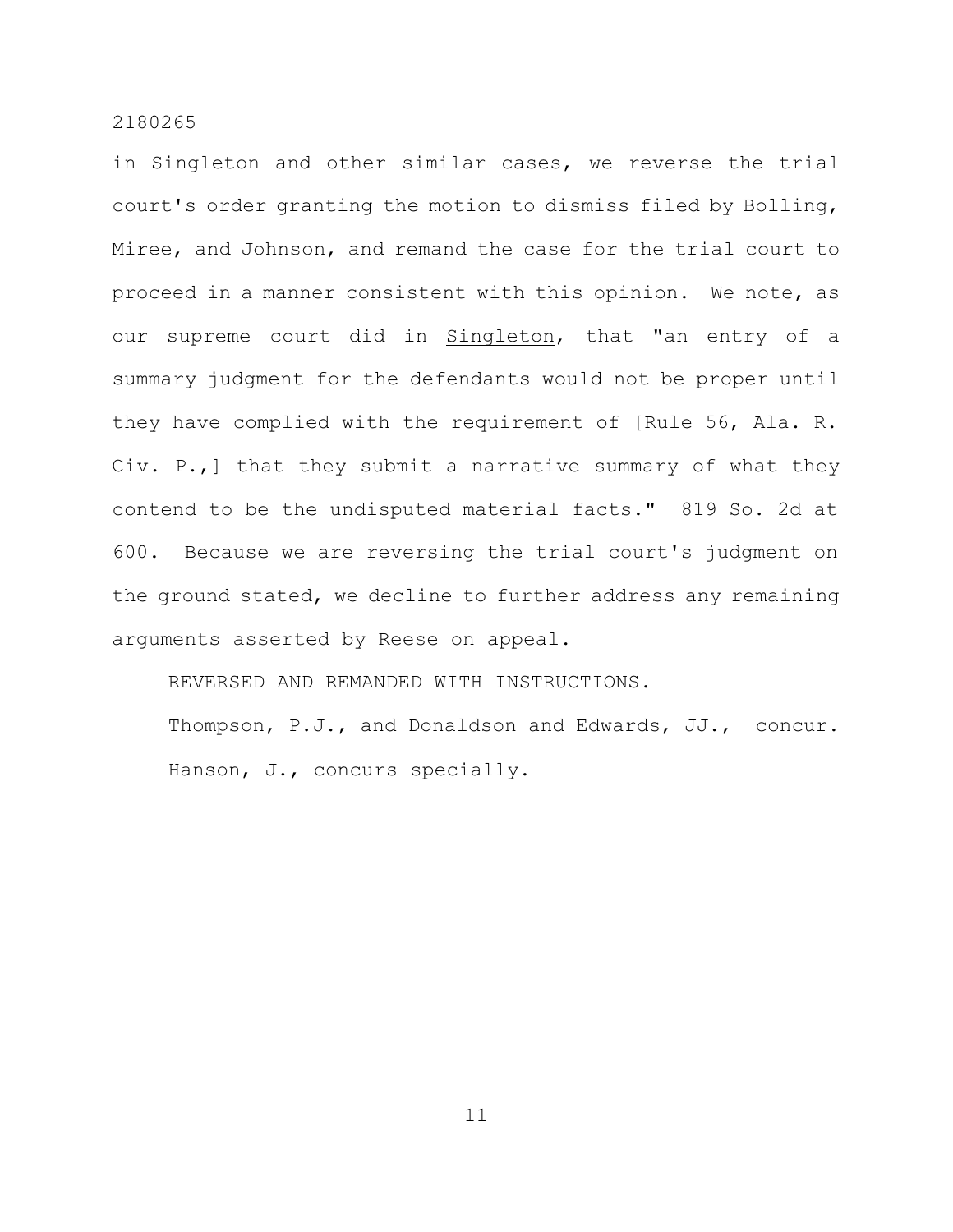in _Singleton_ and other similar cases, we reverse the trial court's order granting the motion to dismiss filed by Bolling, Miree, and Johnson, and remand the case for the trial court to proceed in a manner consistent with this opinion. We note, as our supreme court did in _Singleton_, that "an entry of a summary judgment for the defendants would not be proper until they have complied with the requirement of [Rule 56, Ala. R. Civ. P.,] that they submit a narrative summary of what they contend to be the undisputed material facts." 819 So. 2d at 600. Because we are reversing the trial court's judgment on the ground stated, we decline to further address any remaining arguments asserted by Reese on appeal.

REVERSED AND REMANDED WITH INSTRUCTIONS.

Thompson, P.J., and Donaldson and Edwards, JJ., concur.

Hanson, J., concurs specially.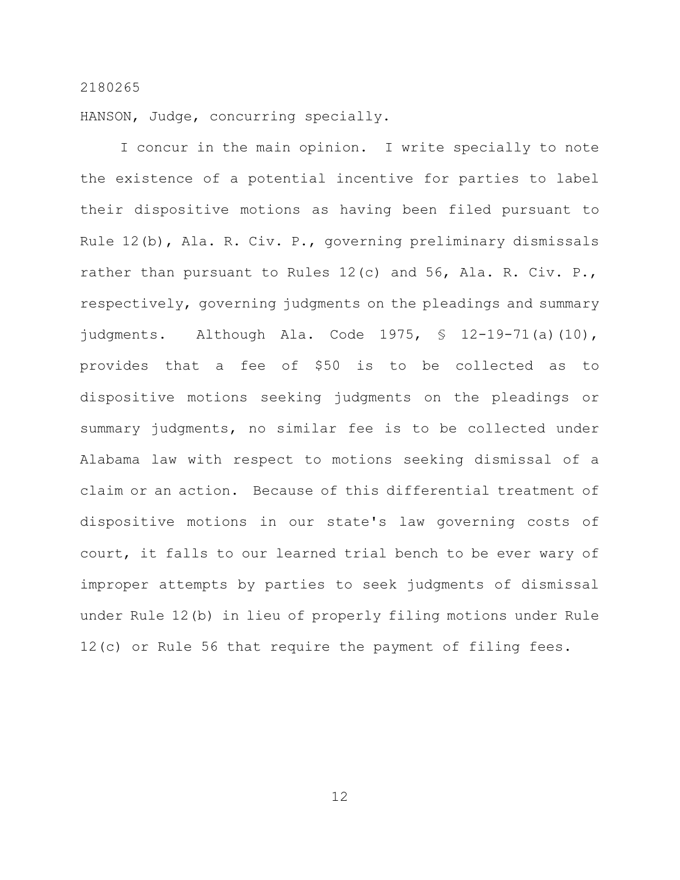2180265

HANSON, Judge, concurring specially.

I concur in the main opinion. I write specially to note the existence of a potential incentive for parties to label their dispositive motions as having been filed pursuant to Rule 12(b), Ala. R. Civ. P., governing preliminary dismissals rather than pursuant to Rules 12(c) and 56, Ala. R. Civ. P., respectively, governing judgments on the pleadings and summary judgments. Although Ala. Code 1975, § 12-19-71(a)(10), provides that a fee of $50 is to be collected as to dispositive motions seeking judgments on the pleadings or summary judgments, no similar fee is to be collected under Alabama law with respect to motions seeking dismissal of a claim or an action. Because of this differential treatment of dispositive motions in our state's law governing costs of court, it falls to our learned trial bench to be ever wary of improper attempts by parties to seek judgments of dismissal under Rule 12(b) in lieu of properly filing motions under Rule 12(c) or Rule 56 that require the payment of filing fees.